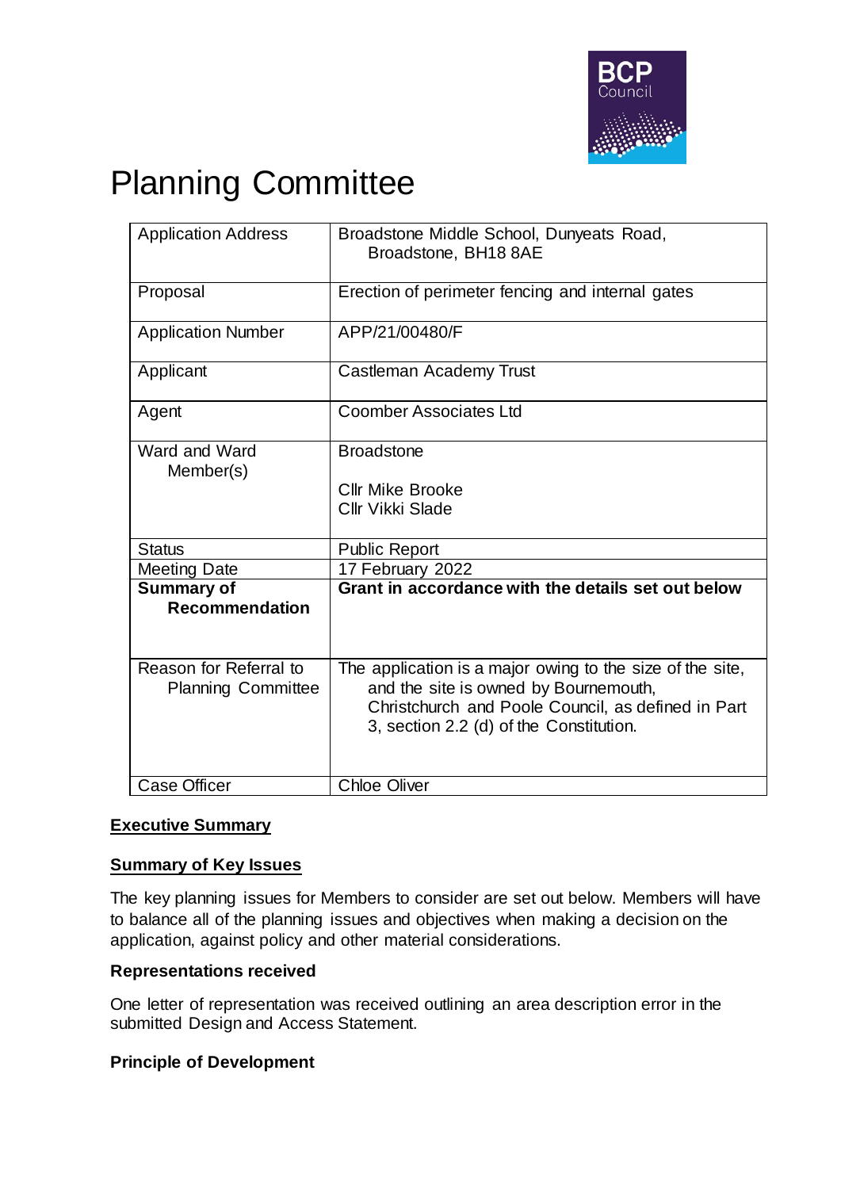# Planning Committee

| Application Address | Broadstone Middle School, Dunyeats Road, Broadstone, BH18 8AE |
|---|---|
| Proposal | Erection of perimeter fencing and internal gates |
| Application Number | APP/21/00480/F |
| Applicant | Castleman Academy Trust |
| Agent | Coomber Associates Ltd |
| Ward and Ward Member(s) | Broadstone<br><br>Cllr Mike Brooke<br>Cllr Vikki Slade |
| Status | Public Report |
| Meeting Date | 17 February 2022 |
| **Summary of Recommendation** | **Grant in accordance with the details set out below** |
| Reason for Referral to Planning Committee | The application is a major owing to the size of the site, and the site is owned by Bournemouth, Christchurch and Poole Council, as defined in Part 3, section 2.2 (d) of the Constitution. |
| Case Officer | Chloe Oliver |

## Executive Summary

### Summary of Key Issues

The key planning issues for Members to consider are set out below. Members will have to balance all of the planning issues and objectives when making a decision on the application, against policy and other material considerations.

**Representations received**

One letter of representation was received outlining an area description error in the submitted Design and Access Statement.

**Principle of Development**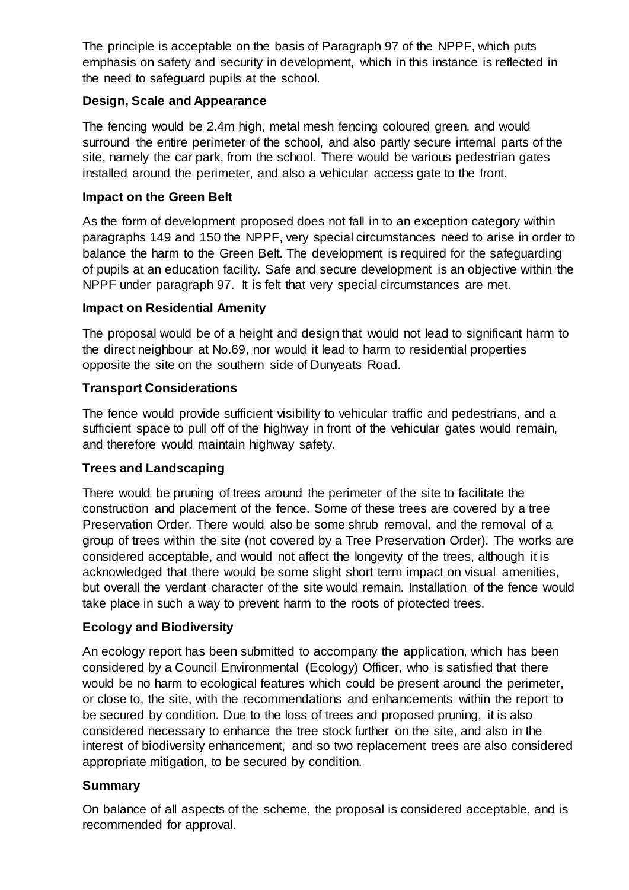The principle is acceptable on the basis of Paragraph 97 of the NPPF, which puts emphasis on safety and security in development, which in this instance is reflected in the need to safeguard pupils at the school.

**Design, Scale and Appearance**

The fencing would be 2.4m high, metal mesh fencing coloured green, and would surround the entire perimeter of the school, and also partly secure internal parts of the site, namely the car park, from the school. There would be various pedestrian gates installed around the perimeter, and also a vehicular access gate to the front.

**Impact on the Green Belt**

As the form of development proposed does not fall in to an exception category within paragraphs 149 and 150 the NPPF, very special circumstances need to arise in order to balance the harm to the Green Belt. The development is required for the safeguarding of pupils at an education facility. Safe and secure development is an objective within the NPPF under paragraph 97. It is felt that very special circumstances are met.

**Impact on Residential Amenity**

The proposal would be of a height and design that would not lead to significant harm to the direct neighbour at No.69, nor would it lead to harm to residential properties opposite the site on the southern side of Dunyeats Road.

**Transport Considerations**

The fence would provide sufficient visibility to vehicular traffic and pedestrians, and a sufficient space to pull off of the highway in front of the vehicular gates would remain, and therefore would maintain highway safety.

**Trees and Landscaping**

There would be pruning of trees around the perimeter of the site to facilitate the construction and placement of the fence. Some of these trees are covered by a tree Preservation Order. There would also be some shrub removal, and the removal of a group of trees within the site (not covered by a Tree Preservation Order). The works are considered acceptable, and would not affect the longevity of the trees, although it is acknowledged that there would be some slight short term impact on visual amenities, but overall the verdant character of the site would remain. Installation of the fence would take place in such a way to prevent harm to the roots of protected trees.

**Ecology and Biodiversity**

An ecology report has been submitted to accompany the application, which has been considered by a Council Environmental (Ecology) Officer, who is satisfied that there would be no harm to ecological features which could be present around the perimeter, or close to, the site, with the recommendations and enhancements within the report to be secured by condition. Due to the loss of trees and proposed pruning, it is also considered necessary to enhance the tree stock further on the site, and also in the interest of biodiversity enhancement, and so two replacement trees are also considered appropriate mitigation, to be secured by condition.

**Summary**

On balance of all aspects of the scheme, the proposal is considered acceptable, and is recommended for approval.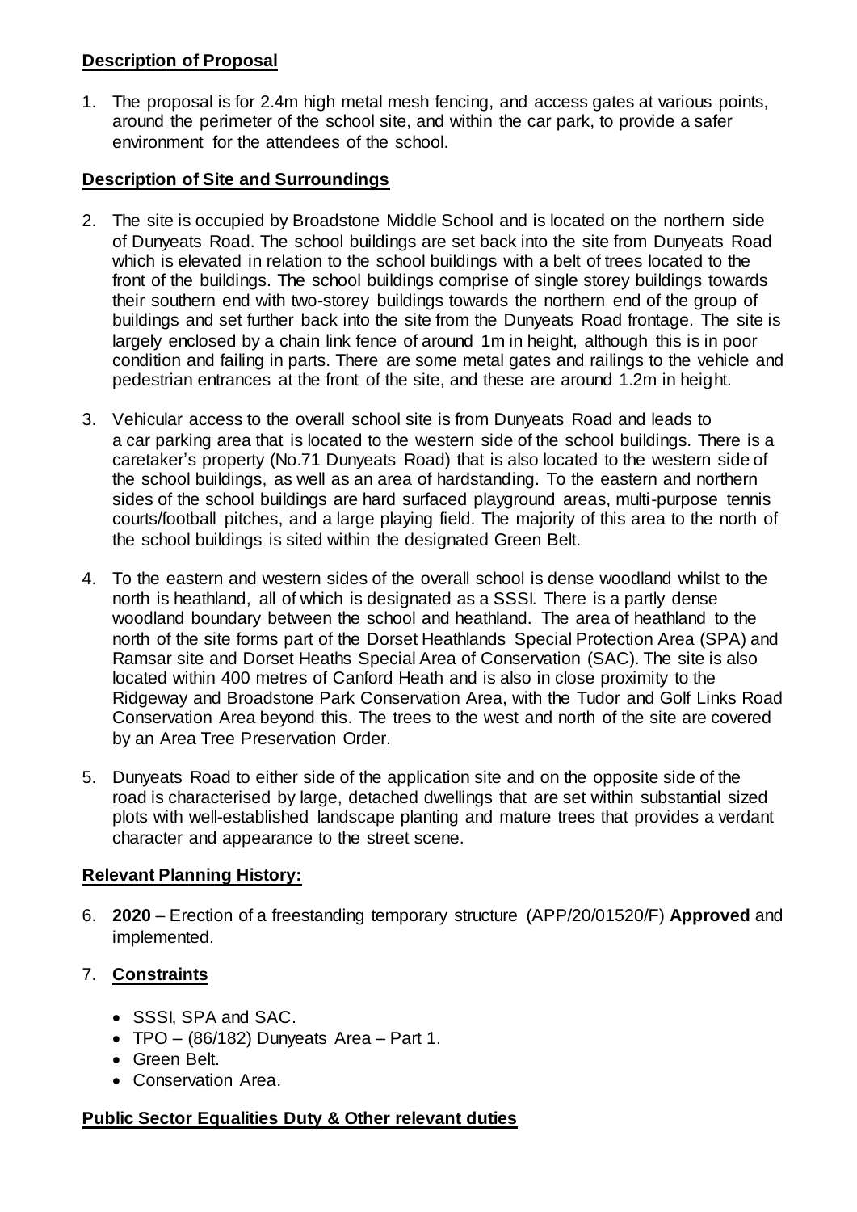## Description of Proposal

1. The proposal is for 2.4m high metal mesh fencing, and access gates at various points, around the perimeter of the school site, and within the car park, to provide a safer environment for the attendees of the school.

## Description of Site and Surroundings

2. The site is occupied by Broadstone Middle School and is located on the northern side of Dunyeats Road. The school buildings are set back into the site from Dunyeats Road which is elevated in relation to the school buildings with a belt of trees located to the front of the buildings. The school buildings comprise of single storey buildings towards their southern end with two-storey buildings towards the northern end of the group of buildings and set further back into the site from the Dunyeats Road frontage. The site is largely enclosed by a chain link fence of around 1m in height, although this is in poor condition and failing in parts. There are some metal gates and railings to the vehicle and pedestrian entrances at the front of the site, and these are around 1.2m in height.

3. Vehicular access to the overall school site is from Dunyeats Road and leads to a car parking area that is located to the western side of the school buildings. There is a caretaker's property (No.71 Dunyeats Road) that is also located to the western side of the school buildings, as well as an area of hardstanding. To the eastern and northern sides of the school buildings are hard surfaced playground areas, multi-purpose tennis courts/football pitches, and a large playing field. The majority of this area to the north of the school buildings is sited within the designated Green Belt.

4. To the eastern and western sides of the overall school is dense woodland whilst to the north is heathland, all of which is designated as a SSSI. There is a partly dense woodland boundary between the school and heathland. The area of heathland to the north of the site forms part of the Dorset Heathlands Special Protection Area (SPA) and Ramsar site and Dorset Heaths Special Area of Conservation (SAC). The site is also located within 400 metres of Canford Heath and is also in close proximity to the Ridgeway and Broadstone Park Conservation Area, with the Tudor and Golf Links Road Conservation Area beyond this. The trees to the west and north of the site are covered by an Area Tree Preservation Order.

5. Dunyeats Road to either side of the application site and on the opposite side of the road is characterised by large, detached dwellings that are set within substantial sized plots with well-established landscape planting and mature trees that provides a verdant character and appearance to the street scene.

## Relevant Planning History:

6. **2020** – Erection of a freestanding temporary structure (APP/20/01520/F) **Approved** and implemented.

7. **Constraints**

- SSSI, SPA and SAC.
- TPO – (86/182) Dunyeats Area – Part 1.
- Green Belt.
- Conservation Area.

## Public Sector Equalities Duty & Other relevant duties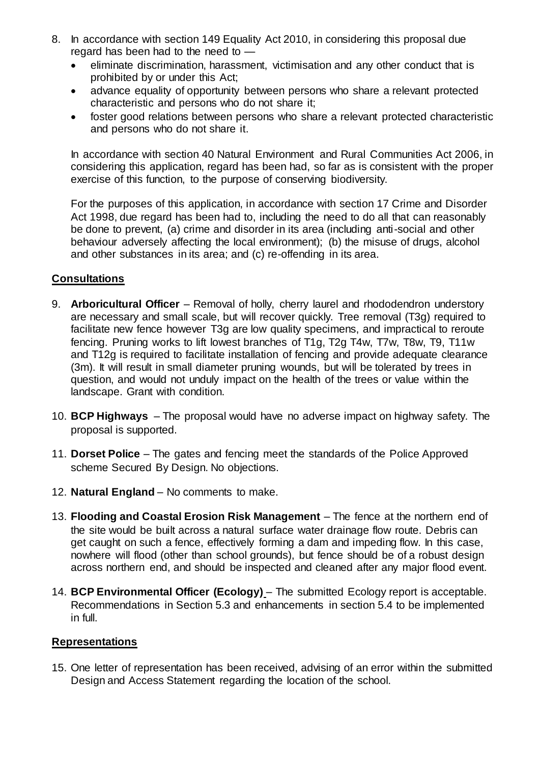8. In accordance with section 149 Equality Act 2010, in considering this proposal due regard has been had to the need to —
   - eliminate discrimination, harassment, victimisation and any other conduct that is prohibited by or under this Act;
   - advance equality of opportunity between persons who share a relevant protected characteristic and persons who do not share it;
   - foster good relations between persons who share a relevant protected characteristic and persons who do not share it.

   In accordance with section 40 Natural Environment and Rural Communities Act 2006, in considering this application, regard has been had, so far as is consistent with the proper exercise of this function, to the purpose of conserving biodiversity.

   For the purposes of this application, in accordance with section 17 Crime and Disorder Act 1998, due regard has been had to, including the need to do all that can reasonably be done to prevent, (a) crime and disorder in its area (including anti-social and other behaviour adversely affecting the local environment); (b) the misuse of drugs, alcohol and other substances in its area; and (c) re-offending in its area.

## Consultations

9. **Arboricultural Officer** – Removal of holly, cherry laurel and rhododendron understory are necessary and small scale, but will recover quickly. Tree removal (T3g) required to facilitate new fence however T3g are low quality specimens, and impractical to reroute fencing. Pruning works to lift lowest branches of T1g, T2g T4w, T7w, T8w, T9, T11w and T12g is required to facilitate installation of fencing and provide adequate clearance (3m). It will result in small diameter pruning wounds, but will be tolerated by trees in question, and would not unduly impact on the health of the trees or value within the landscape. Grant with condition.

10. **BCP Highways** – The proposal would have no adverse impact on highway safety. The proposal is supported.

11. **Dorset Police** – The gates and fencing meet the standards of the Police Approved scheme Secured By Design. No objections.

12. **Natural England** – No comments to make.

13. **Flooding and Coastal Erosion Risk Management** – The fence at the northern end of the site would be built across a natural surface water drainage flow route. Debris can get caught on such a fence, effectively forming a dam and impeding flow. In this case, nowhere will flood (other than school grounds), but fence should be of a robust design across northern end, and should be inspected and cleaned after any major flood event.

14. **BCP Environmental Officer (Ecology)** – The submitted Ecology report is acceptable. Recommendations in Section 5.3 and enhancements in section 5.4 to be implemented in full.

## Representations

15. One letter of representation has been received, advising of an error within the submitted Design and Access Statement regarding the location of the school.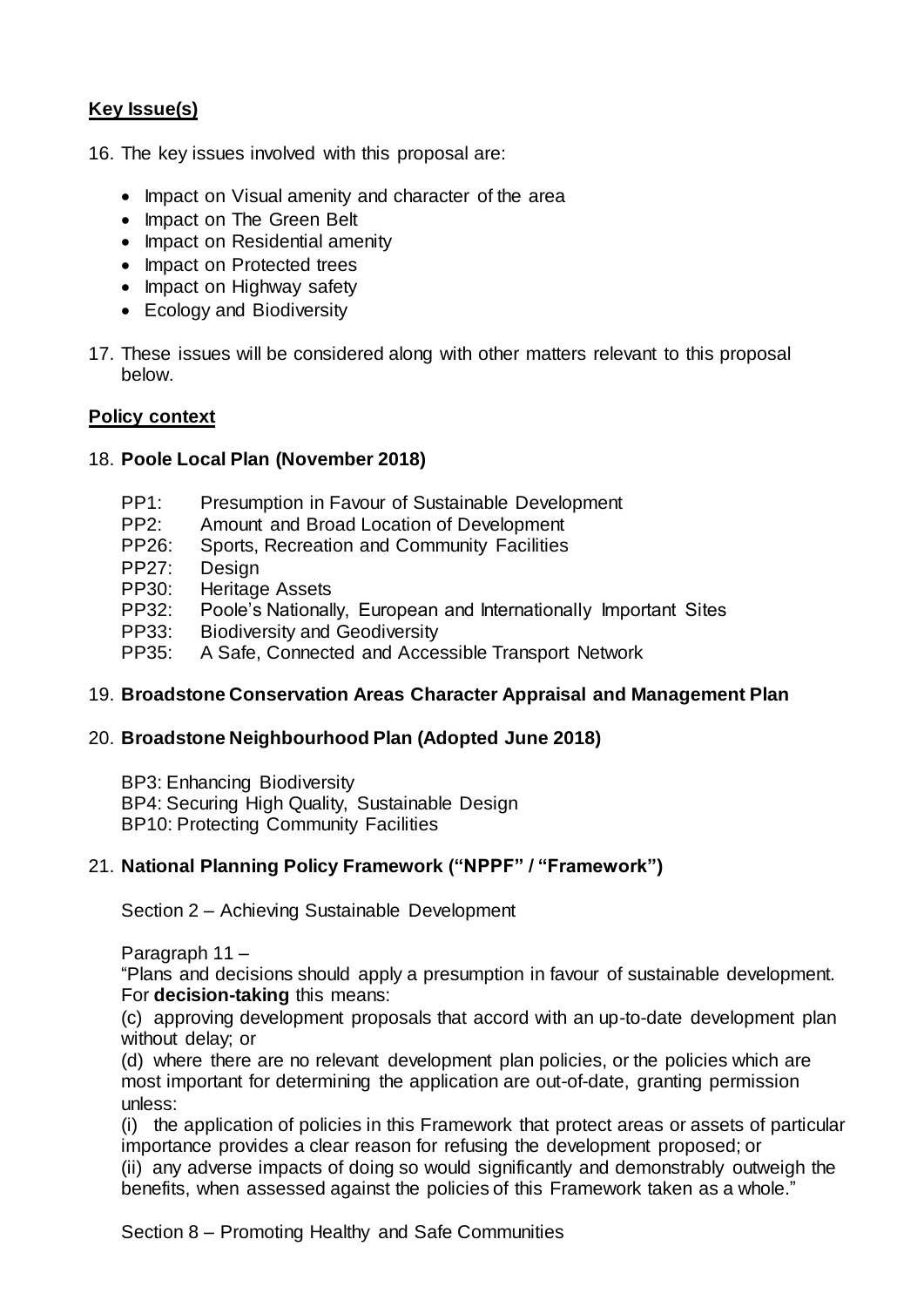## **Key Issue(s)**

16. The key issues involved with this proposal are:

- Impact on Visual amenity and character of the area
- Impact on The Green Belt
- Impact on Residential amenity
- Impact on Protected trees
- Impact on Highway safety
- Ecology and Biodiversity

17. These issues will be considered along with other matters relevant to this proposal below.

## **Policy context**

18. **Poole Local Plan (November 2018)**

PP1: Presumption in Favour of Sustainable Development
PP2: Amount and Broad Location of Development
PP26: Sports, Recreation and Community Facilities
PP27: Design
PP30: Heritage Assets
PP32: Poole's Nationally, European and Internationally Important Sites
PP33: Biodiversity and Geodiversity
PP35: A Safe, Connected and Accessible Transport Network

19. **Broadstone Conservation Areas Character Appraisal and Management Plan**

20. **Broadstone Neighbourhood Plan (Adopted June 2018)**

BP3: Enhancing Biodiversity
BP4: Securing High Quality, Sustainable Design
BP10: Protecting Community Facilities

21. **National Planning Policy Framework ("NPPF" / "Framework")**

Section 2 – Achieving Sustainable Development

Paragraph 11 –
"Plans and decisions should apply a presumption in favour of sustainable development. For **decision-taking** this means:
(c) approving development proposals that accord with an up-to-date development plan without delay; or
(d) where there are no relevant development plan policies, or the policies which are most important for determining the application are out-of-date, granting permission unless:
(i) the application of policies in this Framework that protect areas or assets of particular importance provides a clear reason for refusing the development proposed; or
(ii) any adverse impacts of doing so would significantly and demonstrably outweigh the benefits, when assessed against the policies of this Framework taken as a whole."

Section 8 – Promoting Healthy and Safe Communities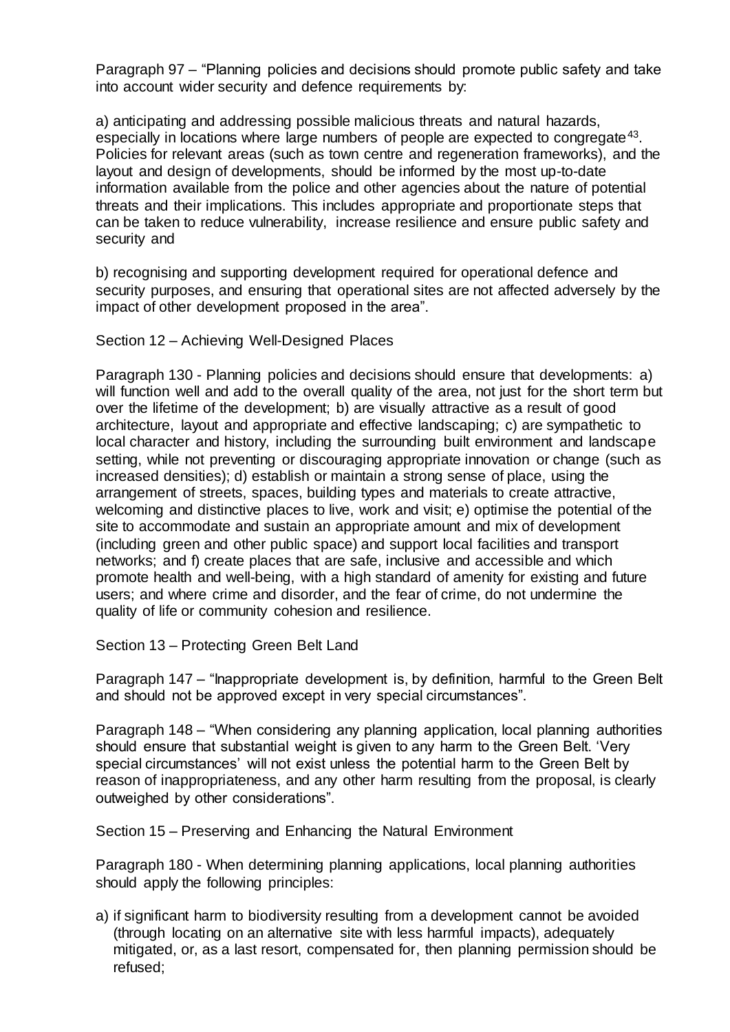Paragraph 97 – "Planning policies and decisions should promote public safety and take into account wider security and defence requirements by:

a) anticipating and addressing possible malicious threats and natural hazards, especially in locations where large numbers of people are expected to congregate[43]. Policies for relevant areas (such as town centre and regeneration frameworks), and the layout and design of developments, should be informed by the most up-to-date information available from the police and other agencies about the nature of potential threats and their implications. This includes appropriate and proportionate steps that can be taken to reduce vulnerability, increase resilience and ensure public safety and security and

b) recognising and supporting development required for operational defence and security purposes, and ensuring that operational sites are not affected adversely by the impact of other development proposed in the area".

Section 12 – Achieving Well-Designed Places

Paragraph 130 - Planning policies and decisions should ensure that developments: a) will function well and add to the overall quality of the area, not just for the short term but over the lifetime of the development; b) are visually attractive as a result of good architecture, layout and appropriate and effective landscaping; c) are sympathetic to local character and history, including the surrounding built environment and landscape setting, while not preventing or discouraging appropriate innovation or change (such as increased densities); d) establish or maintain a strong sense of place, using the arrangement of streets, spaces, building types and materials to create attractive, welcoming and distinctive places to live, work and visit; e) optimise the potential of the site to accommodate and sustain an appropriate amount and mix of development (including green and other public space) and support local facilities and transport networks; and f) create places that are safe, inclusive and accessible and which promote health and well-being, with a high standard of amenity for existing and future users; and where crime and disorder, and the fear of crime, do not undermine the quality of life or community cohesion and resilience.

Section 13 – Protecting Green Belt Land

Paragraph 147 – "Inappropriate development is, by definition, harmful to the Green Belt and should not be approved except in very special circumstances".

Paragraph 148 – "When considering any planning application, local planning authorities should ensure that substantial weight is given to any harm to the Green Belt. 'Very special circumstances' will not exist unless the potential harm to the Green Belt by reason of inappropriateness, and any other harm resulting from the proposal, is clearly outweighed by other considerations".

Section 15 – Preserving and Enhancing the Natural Environment

Paragraph 180 - When determining planning applications, local planning authorities should apply the following principles:

a) if significant harm to biodiversity resulting from a development cannot be avoided (through locating on an alternative site with less harmful impacts), adequately mitigated, or, as a last resort, compensated for, then planning permission should be refused;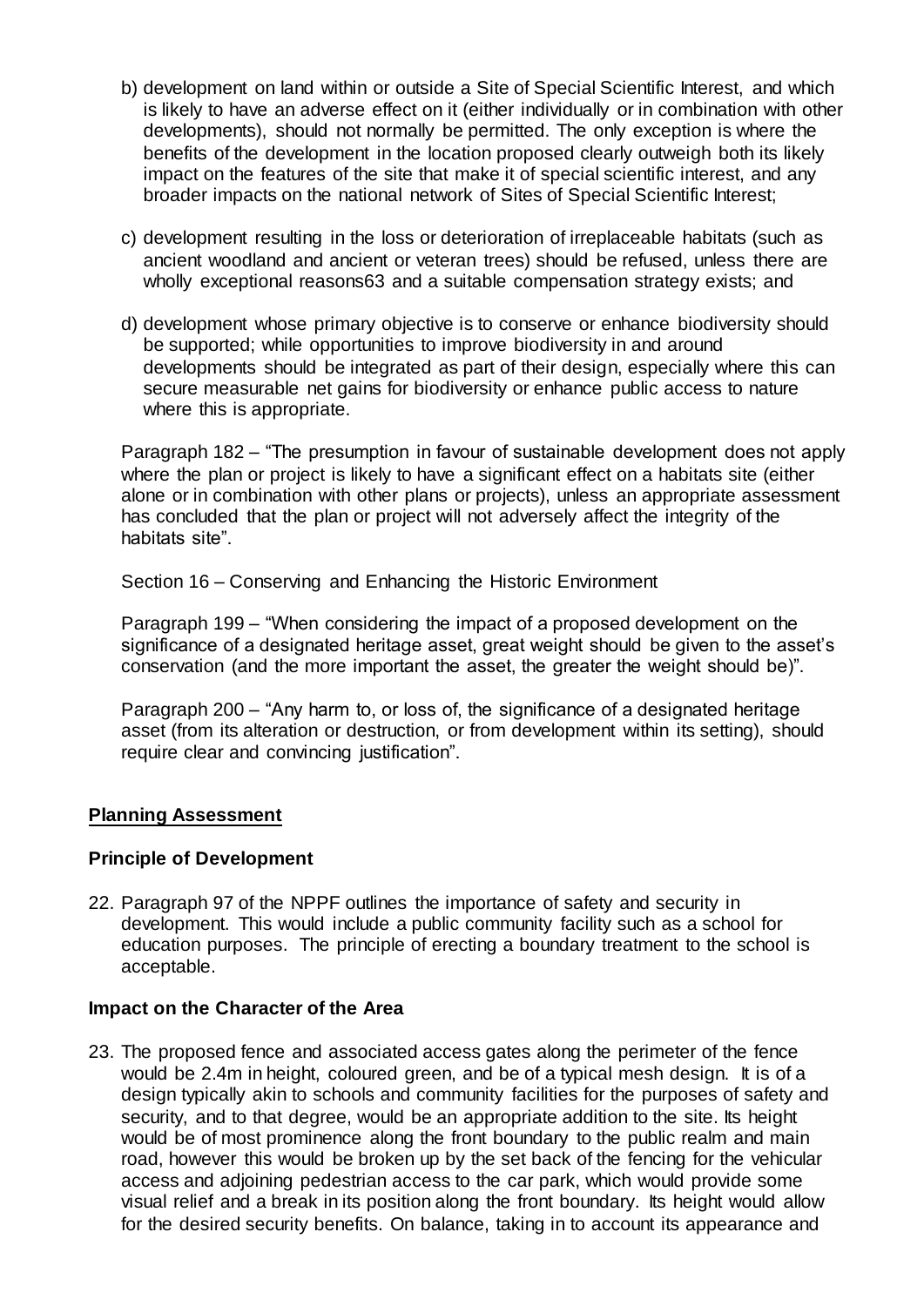b) development on land within or outside a Site of Special Scientific Interest, and which is likely to have an adverse effect on it (either individually or in combination with other developments), should not normally be permitted. The only exception is where the benefits of the development in the location proposed clearly outweigh both its likely impact on the features of the site that make it of special scientific interest, and any broader impacts on the national network of Sites of Special Scientific Interest;

c) development resulting in the loss or deterioration of irreplaceable habitats (such as ancient woodland and ancient or veteran trees) should be refused, unless there are wholly exceptional reasons63 and a suitable compensation strategy exists; and

d) development whose primary objective is to conserve or enhance biodiversity should be supported; while opportunities to improve biodiversity in and around developments should be integrated as part of their design, especially where this can secure measurable net gains for biodiversity or enhance public access to nature where this is appropriate.

Paragraph 182 – "The presumption in favour of sustainable development does not apply where the plan or project is likely to have a significant effect on a habitats site (either alone or in combination with other plans or projects), unless an appropriate assessment has concluded that the plan or project will not adversely affect the integrity of the habitats site".

Section 16 – Conserving and Enhancing the Historic Environment

Paragraph 199 – "When considering the impact of a proposed development on the significance of a designated heritage asset, great weight should be given to the asset's conservation (and the more important the asset, the greater the weight should be)".

Paragraph 200 – "Any harm to, or loss of, the significance of a designated heritage asset (from its alteration or destruction, or from development within its setting), should require clear and convincing justification".

## Planning Assessment

### Principle of Development

22. Paragraph 97 of the NPPF outlines the importance of safety and security in development. This would include a public community facility such as a school for education purposes. The principle of erecting a boundary treatment to the school is acceptable.

### Impact on the Character of the Area

23. The proposed fence and associated access gates along the perimeter of the fence would be 2.4m in height, coloured green, and be of a typical mesh design. It is of a design typically akin to schools and community facilities for the purposes of safety and security, and to that degree, would be an appropriate addition to the site. Its height would be of most prominence along the front boundary to the public realm and main road, however this would be broken up by the set back of the fencing for the vehicular access and adjoining pedestrian access to the car park, which would provide some visual relief and a break in its position along the front boundary. Its height would allow for the desired security benefits. On balance, taking in to account its appearance and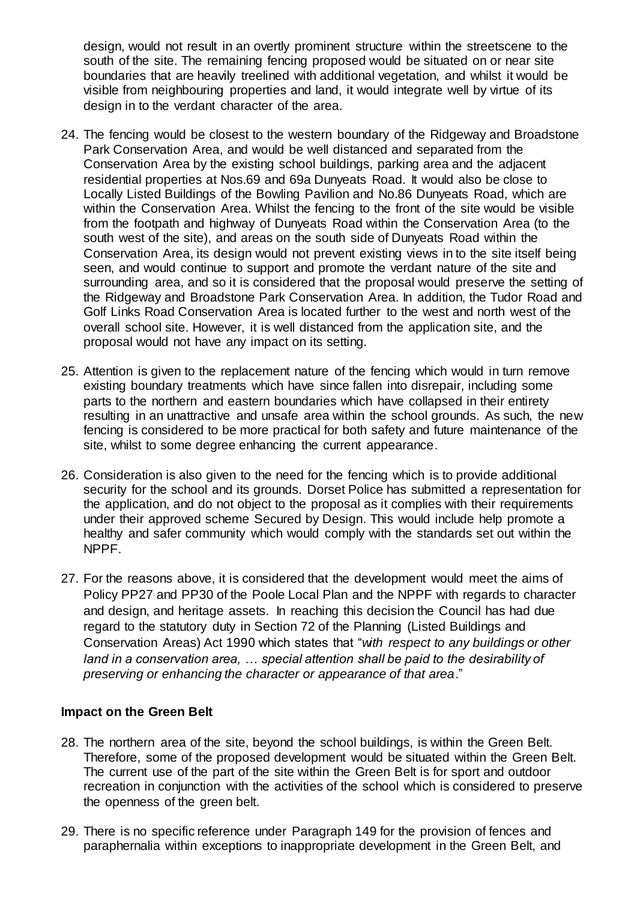design, would not result in an overtly prominent structure within the streetscene to the south of the site. The remaining fencing proposed would be situated on or near site boundaries that are heavily treelined with additional vegetation, and whilst it would be visible from neighbouring properties and land, it would integrate well by virtue of its design in to the verdant character of the area.

24. The fencing would be closest to the western boundary of the Ridgeway and Broadstone Park Conservation Area, and would be well distanced and separated from the Conservation Area by the existing school buildings, parking area and the adjacent residential properties at Nos.69 and 69a Dunyeats Road. It would also be close to Locally Listed Buildings of the Bowling Pavilion and No.86 Dunyeats Road, which are within the Conservation Area. Whilst the fencing to the front of the site would be visible from the footpath and highway of Dunyeats Road within the Conservation Area (to the south west of the site), and areas on the south side of Dunyeats Road within the Conservation Area, its design would not prevent existing views in to the site itself being seen, and would continue to support and promote the verdant nature of the site and surrounding area, and so it is considered that the proposal would preserve the setting of the Ridgeway and Broadstone Park Conservation Area. In addition, the Tudor Road and Golf Links Road Conservation Area is located further to the west and north west of the overall school site. However, it is well distanced from the application site, and the proposal would not have any impact on its setting.

25. Attention is given to the replacement nature of the fencing which would in turn remove existing boundary treatments which have since fallen into disrepair, including some parts to the northern and eastern boundaries which have collapsed in their entirety resulting in an unattractive and unsafe area within the school grounds. As such, the new fencing is considered to be more practical for both safety and future maintenance of the site, whilst to some degree enhancing the current appearance.

26. Consideration is also given to the need for the fencing which is to provide additional security for the school and its grounds. Dorset Police has submitted a representation for the application, and do not object to the proposal as it complies with their requirements under their approved scheme Secured by Design. This would include help promote a healthy and safer community which would comply with the standards set out within the NPPF.

27. For the reasons above, it is considered that the development would meet the aims of Policy PP27 and PP30 of the Poole Local Plan and the NPPF with regards to character and design, and heritage assets. In reaching this decision the Council has had due regard to the statutory duty in Section 72 of the Planning (Listed Buildings and Conservation Areas) Act 1990 which states that "*with respect to any buildings or other land in a conservation area, … special attention shall be paid to the desirability of preserving or enhancing the character or appearance of that area*."

**Impact on the Green Belt**

28. The northern area of the site, beyond the school buildings, is within the Green Belt. Therefore, some of the proposed development would be situated within the Green Belt. The current use of the part of the site within the Green Belt is for sport and outdoor recreation in conjunction with the activities of the school which is considered to preserve the openness of the green belt.

29. There is no specific reference under Paragraph 149 for the provision of fences and paraphernalia within exceptions to inappropriate development in the Green Belt, and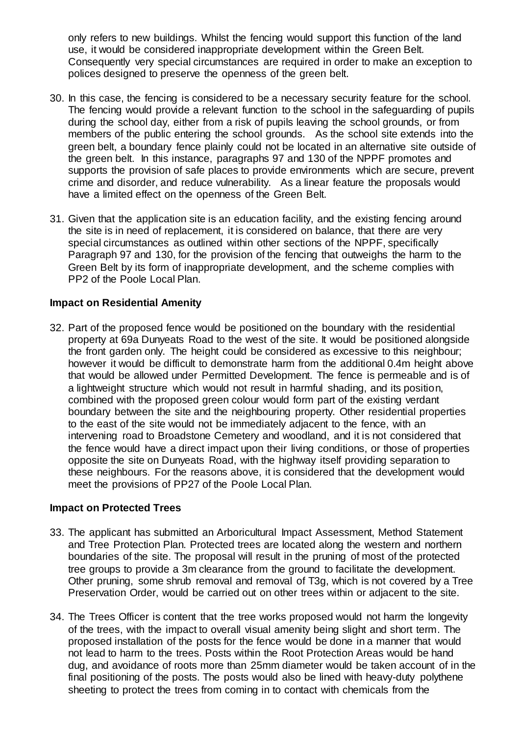only refers to new buildings. Whilst the fencing would support this function of the land use, it would be considered inappropriate development within the Green Belt. Consequently very special circumstances are required in order to make an exception to polices designed to preserve the openness of the green belt.

30. In this case, the fencing is considered to be a necessary security feature for the school. The fencing would provide a relevant function to the school in the safeguarding of pupils during the school day, either from a risk of pupils leaving the school grounds, or from members of the public entering the school grounds. As the school site extends into the green belt, a boundary fence plainly could not be located in an alternative site outside of the green belt. In this instance, paragraphs 97 and 130 of the NPPF promotes and supports the provision of safe places to provide environments which are secure, prevent crime and disorder, and reduce vulnerability. As a linear feature the proposals would have a limited effect on the openness of the Green Belt.

31. Given that the application site is an education facility, and the existing fencing around the site is in need of replacement, it is considered on balance, that there are very special circumstances as outlined within other sections of the NPPF, specifically Paragraph 97 and 130, for the provision of the fencing that outweighs the harm to the Green Belt by its form of inappropriate development, and the scheme complies with PP2 of the Poole Local Plan.

**Impact on Residential Amenity**

32. Part of the proposed fence would be positioned on the boundary with the residential property at 69a Dunyeats Road to the west of the site. It would be positioned alongside the front garden only. The height could be considered as excessive to this neighbour; however it would be difficult to demonstrate harm from the additional 0.4m height above that would be allowed under Permitted Development. The fence is permeable and is of a lightweight structure which would not result in harmful shading, and its position, combined with the proposed green colour would form part of the existing verdant boundary between the site and the neighbouring property. Other residential properties to the east of the site would not be immediately adjacent to the fence, with an intervening road to Broadstone Cemetery and woodland, and it is not considered that the fence would have a direct impact upon their living conditions, or those of properties opposite the site on Dunyeats Road, with the highway itself providing separation to these neighbours. For the reasons above, it is considered that the development would meet the provisions of PP27 of the Poole Local Plan.

**Impact on Protected Trees**

33. The applicant has submitted an Arboricultural Impact Assessment, Method Statement and Tree Protection Plan. Protected trees are located along the western and northern boundaries of the site. The proposal will result in the pruning of most of the protected tree groups to provide a 3m clearance from the ground to facilitate the development. Other pruning, some shrub removal and removal of T3g, which is not covered by a Tree Preservation Order, would be carried out on other trees within or adjacent to the site.

34. The Trees Officer is content that the tree works proposed would not harm the longevity of the trees, with the impact to overall visual amenity being slight and short term. The proposed installation of the posts for the fence would be done in a manner that would not lead to harm to the trees. Posts within the Root Protection Areas would be hand dug, and avoidance of roots more than 25mm diameter would be taken account of in the final positioning of the posts. The posts would also be lined with heavy-duty polythene sheeting to protect the trees from coming in to contact with chemicals from the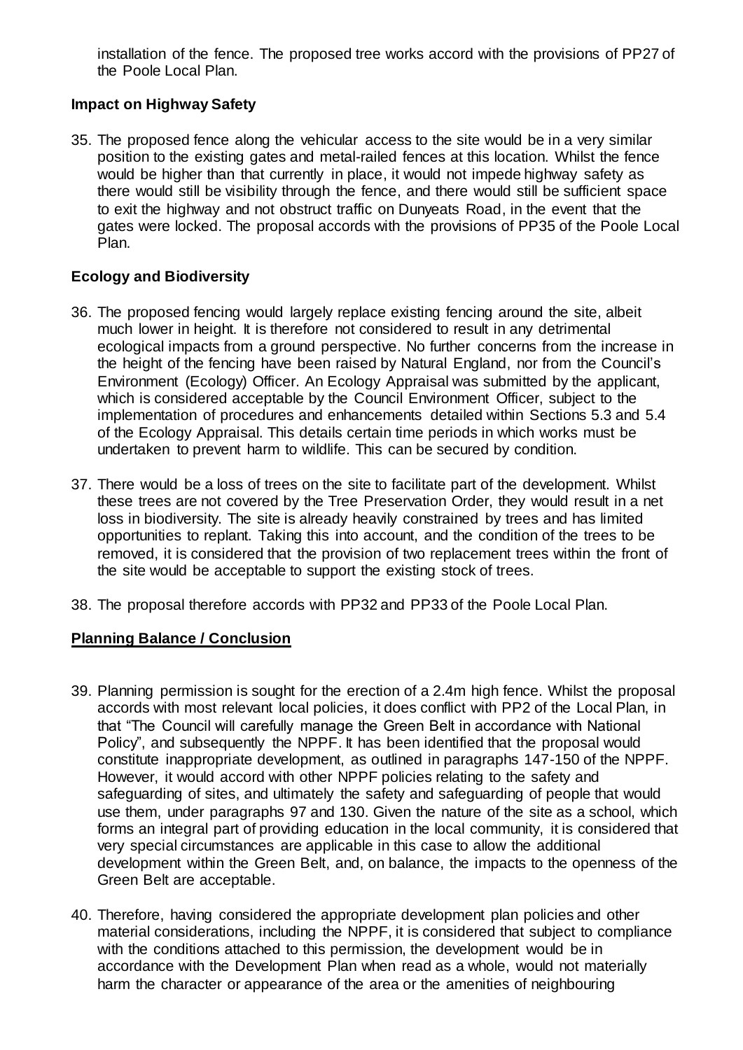installation of the fence. The proposed tree works accord with the provisions of PP27 of the Poole Local Plan.

**Impact on Highway Safety**

35. The proposed fence along the vehicular access to the site would be in a very similar position to the existing gates and metal-railed fences at this location. Whilst the fence would be higher than that currently in place, it would not impede highway safety as there would still be visibility through the fence, and there would still be sufficient space to exit the highway and not obstruct traffic on Dunyeats Road, in the event that the gates were locked. The proposal accords with the provisions of PP35 of the Poole Local Plan.

**Ecology and Biodiversity**

36. The proposed fencing would largely replace existing fencing around the site, albeit much lower in height. It is therefore not considered to result in any detrimental ecological impacts from a ground perspective. No further concerns from the increase in the height of the fencing have been raised by Natural England, nor from the Council's Environment (Ecology) Officer. An Ecology Appraisal was submitted by the applicant, which is considered acceptable by the Council Environment Officer, subject to the implementation of procedures and enhancements detailed within Sections 5.3 and 5.4 of the Ecology Appraisal. This details certain time periods in which works must be undertaken to prevent harm to wildlife. This can be secured by condition.

37. There would be a loss of trees on the site to facilitate part of the development. Whilst these trees are not covered by the Tree Preservation Order, they would result in a net loss in biodiversity. The site is already heavily constrained by trees and has limited opportunities to replant. Taking this into account, and the condition of the trees to be removed, it is considered that the provision of two replacement trees within the front of the site would be acceptable to support the existing stock of trees.

38. The proposal therefore accords with PP32 and PP33 of the Poole Local Plan.

**Planning Balance / Conclusion**

39. Planning permission is sought for the erection of a 2.4m high fence. Whilst the proposal accords with most relevant local policies, it does conflict with PP2 of the Local Plan, in that "The Council will carefully manage the Green Belt in accordance with National Policy", and subsequently the NPPF. It has been identified that the proposal would constitute inappropriate development, as outlined in paragraphs 147-150 of the NPPF. However, it would accord with other NPPF policies relating to the safety and safeguarding of sites, and ultimately the safety and safeguarding of people that would use them, under paragraphs 97 and 130. Given the nature of the site as a school, which forms an integral part of providing education in the local community, it is considered that very special circumstances are applicable in this case to allow the additional development within the Green Belt, and, on balance, the impacts to the openness of the Green Belt are acceptable.

40. Therefore, having considered the appropriate development plan policies and other material considerations, including the NPPF, it is considered that subject to compliance with the conditions attached to this permission, the development would be in accordance with the Development Plan when read as a whole, would not materially harm the character or appearance of the area or the amenities of neighbouring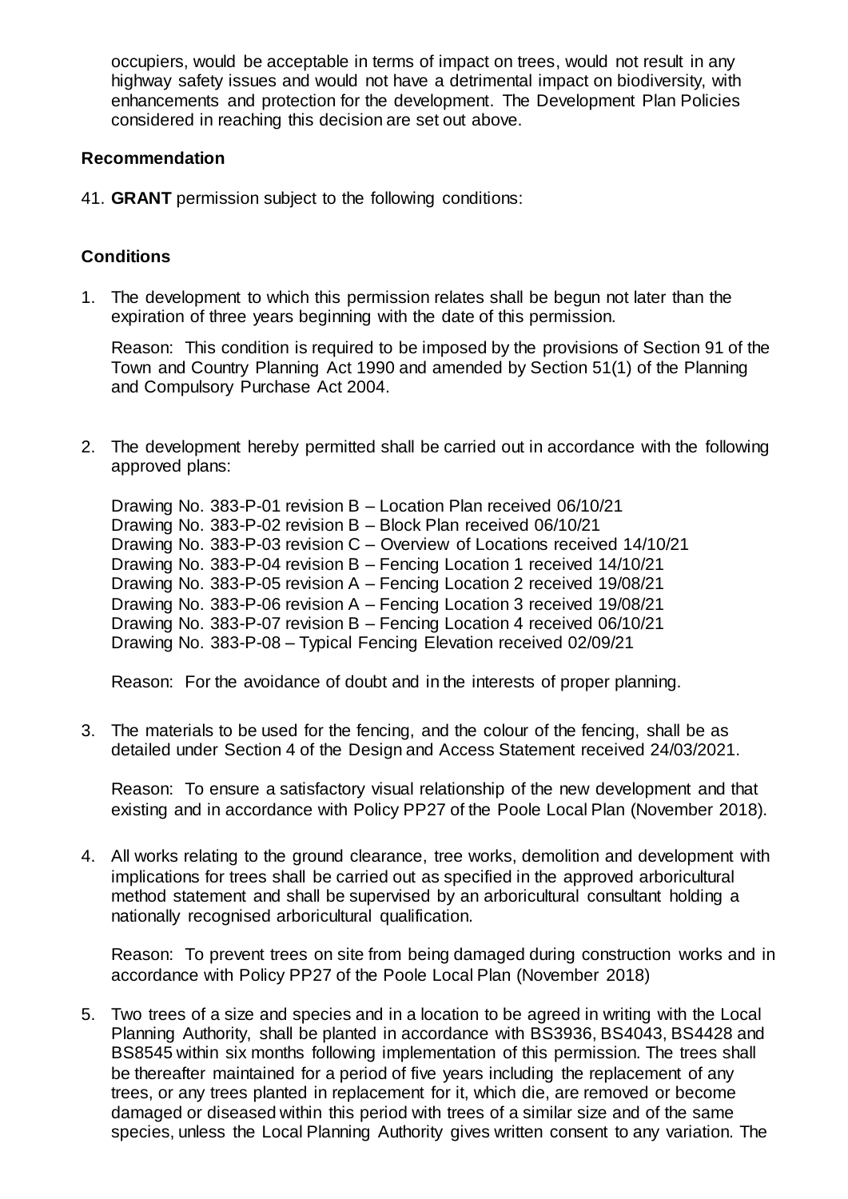occupiers, would be acceptable in terms of impact on trees, would not result in any highway safety issues and would not have a detrimental impact on biodiversity, with enhancements and protection for the development. The Development Plan Policies considered in reaching this decision are set out above.

**Recommendation**

41. **GRANT** permission subject to the following conditions:

**Conditions**

1. The development to which this permission relates shall be begun not later than the expiration of three years beginning with the date of this permission.

   Reason: This condition is required to be imposed by the provisions of Section 91 of the Town and Country Planning Act 1990 and amended by Section 51(1) of the Planning and Compulsory Purchase Act 2004.

2. The development hereby permitted shall be carried out in accordance with the following approved plans:

   Drawing No. 383-P-01 revision B – Location Plan received 06/10/21
   Drawing No. 383-P-02 revision B – Block Plan received 06/10/21
   Drawing No. 383-P-03 revision C – Overview of Locations received 14/10/21
   Drawing No. 383-P-04 revision B – Fencing Location 1 received 14/10/21
   Drawing No. 383-P-05 revision A – Fencing Location 2 received 19/08/21
   Drawing No. 383-P-06 revision A – Fencing Location 3 received 19/08/21
   Drawing No. 383-P-07 revision B – Fencing Location 4 received 06/10/21
   Drawing No. 383-P-08 – Typical Fencing Elevation received 02/09/21

   Reason: For the avoidance of doubt and in the interests of proper planning.

3. The materials to be used for the fencing, and the colour of the fencing, shall be as detailed under Section 4 of the Design and Access Statement received 24/03/2021.

   Reason: To ensure a satisfactory visual relationship of the new development and that existing and in accordance with Policy PP27 of the Poole Local Plan (November 2018).

4. All works relating to the ground clearance, tree works, demolition and development with implications for trees shall be carried out as specified in the approved arboricultural method statement and shall be supervised by an arboricultural consultant holding a nationally recognised arboricultural qualification.

   Reason: To prevent trees on site from being damaged during construction works and in accordance with Policy PP27 of the Poole Local Plan (November 2018)

5. Two trees of a size and species and in a location to be agreed in writing with the Local Planning Authority, shall be planted in accordance with BS3936, BS4043, BS4428 and BS8545 within six months following implementation of this permission. The trees shall be thereafter maintained for a period of five years including the replacement of any trees, or any trees planted in replacement for it, which die, are removed or become damaged or diseased within this period with trees of a similar size and of the same species, unless the Local Planning Authority gives written consent to any variation. The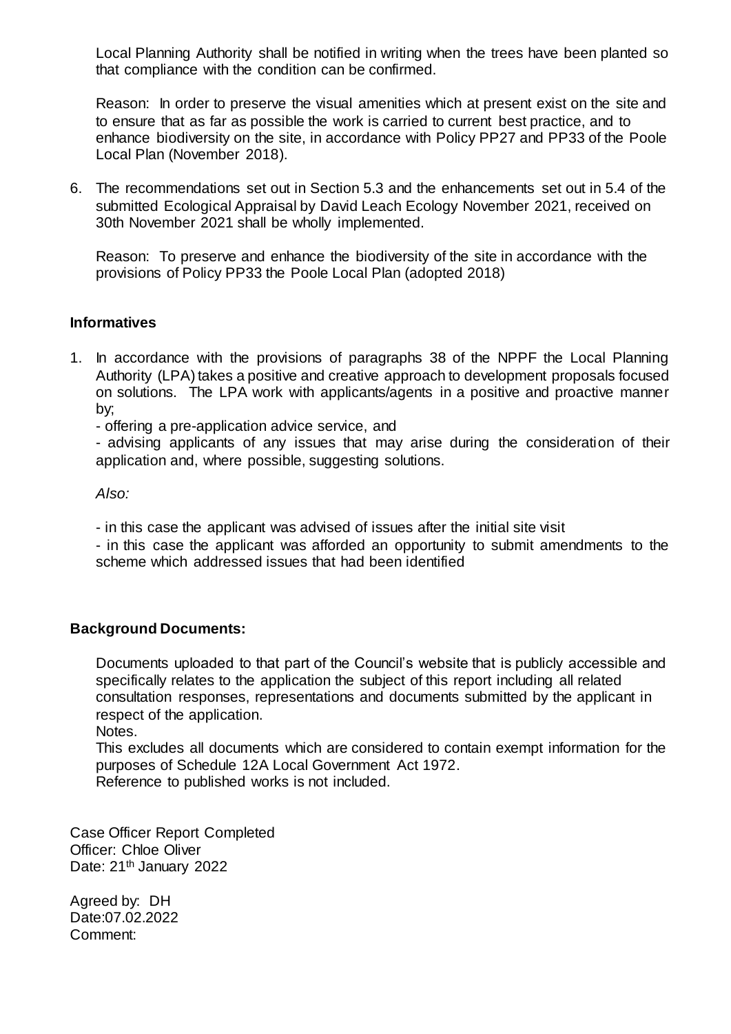Local Planning Authority shall be notified in writing when the trees have been planted so that compliance with the condition can be confirmed.

Reason: In order to preserve the visual amenities which at present exist on the site and to ensure that as far as possible the work is carried to current best practice, and to enhance biodiversity on the site, in accordance with Policy PP27 and PP33 of the Poole Local Plan (November 2018).

6. The recommendations set out in Section 5.3 and the enhancements set out in 5.4 of the submitted Ecological Appraisal by David Leach Ecology November 2021, received on 30th November 2021 shall be wholly implemented.

   Reason: To preserve and enhance the biodiversity of the site in accordance with the provisions of Policy PP33 the Poole Local Plan (adopted 2018)

**Informatives**

1. In accordance with the provisions of paragraphs 38 of the NPPF the Local Planning Authority (LPA) takes a positive and creative approach to development proposals focused on solutions. The LPA work with applicants/agents in a positive and proactive manner by;

   - offering a pre-application advice service, and
   - advising applicants of any issues that may arise during the consideration of their application and, where possible, suggesting solutions.

   *Also:*

   - in this case the applicant was advised of issues after the initial site visit
   - in this case the applicant was afforded an opportunity to submit amendments to the scheme which addressed issues that had been identified

**Background Documents:**

Documents uploaded to that part of the Council's website that is publicly accessible and specifically relates to the application the subject of this report including all related consultation responses, representations and documents submitted by the applicant in respect of the application.
Notes.
This excludes all documents which are considered to contain exempt information for the purposes of Schedule 12A Local Government Act 1972.
Reference to published works is not included.

Case Officer Report Completed
Officer: Chloe Oliver
Date: 21th January 2022

Agreed by: DH
Date:07.02.2022
Comment: